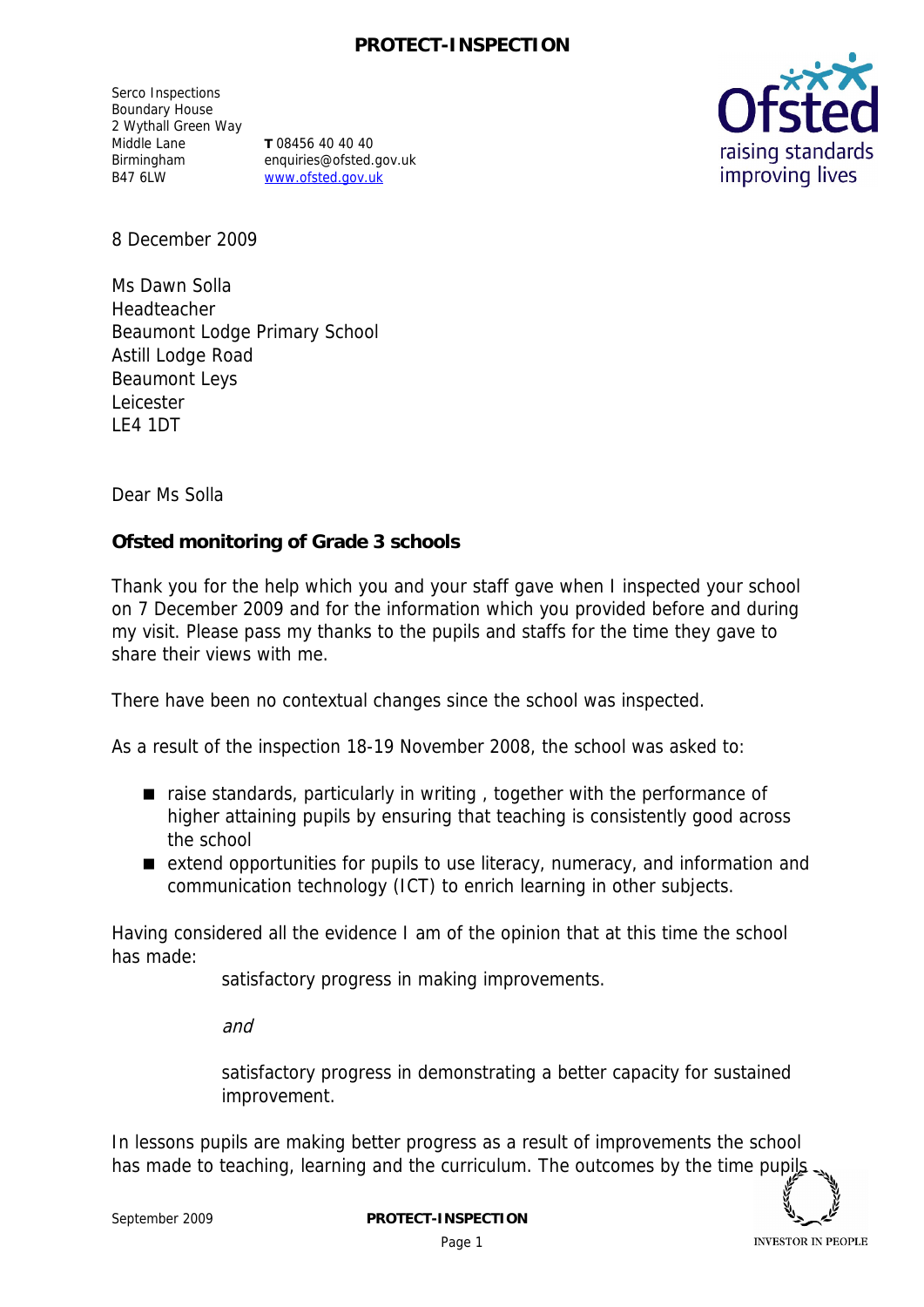Serco Inspections
Boundary House
2 Wythall Green Way
Middle Lane
Birmingham
B47 6LW

**T** 08456 40 40 40
enquiries@ofsted.gov.uk
www.ofsted.gov.uk

8 December 2009

Ms Dawn Solla
Headteacher
Beaumont Lodge Primary School
Astill Lodge Road
Beaumont Leys
Leicester
LE4 1DT

Dear Ms Solla

**Ofsted monitoring of Grade 3 schools**

Thank you for the help which you and your staff gave when I inspected your school on 7 December 2009 and for the information which you provided before and during my visit. Please pass my thanks to the pupils and staffs for the time they gave to share their views with me.

There have been no contextual changes since the school was inspected.

As a result of the inspection 18-19 November 2008, the school was asked to:

- raise standards, particularly in writing , together with the performance of higher attaining pupils by ensuring that teaching is consistently good across the school
- extend opportunities for pupils to use literacy, numeracy, and information and communication technology (ICT) to enrich learning in other subjects.

Having considered all the evidence I am of the opinion that at this time the school has made:

satisfactory progress in making improvements.

*and*

satisfactory progress in demonstrating a better capacity for sustained improvement.

In lessons pupils are making better progress as a result of improvements the school has made to teaching, learning and the curriculum. The outcomes by the time pupils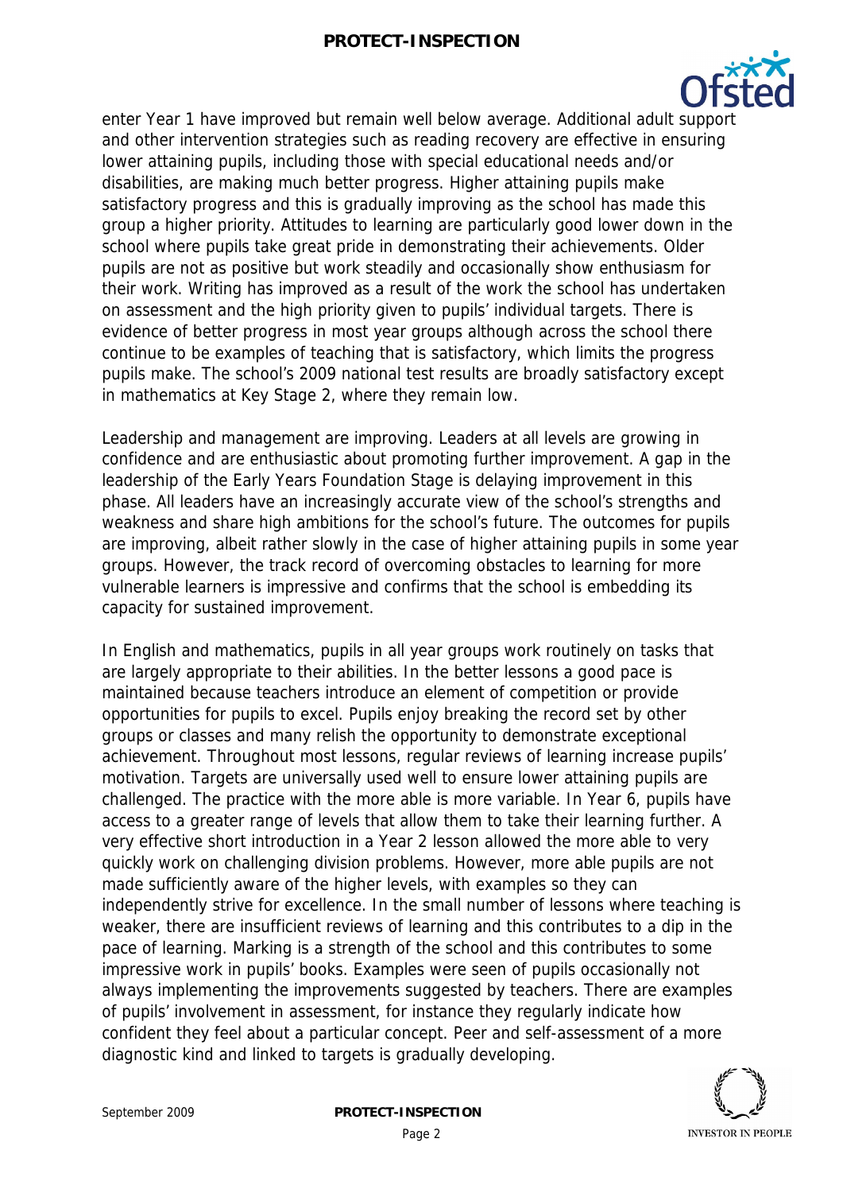enter Year 1 have improved but remain well below average. Additional adult support and other intervention strategies such as reading recovery are effective in ensuring lower attaining pupils, including those with special educational needs and/or disabilities, are making much better progress. Higher attaining pupils make satisfactory progress and this is gradually improving as the school has made this group a higher priority. Attitudes to learning are particularly good lower down in the school where pupils take great pride in demonstrating their achievements. Older pupils are not as positive but work steadily and occasionally show enthusiasm for their work. Writing has improved as a result of the work the school has undertaken on assessment and the high priority given to pupils' individual targets. There is evidence of better progress in most year groups although across the school there continue to be examples of teaching that is satisfactory, which limits the progress pupils make. The school's 2009 national test results are broadly satisfactory except in mathematics at Key Stage 2, where they remain low.

Leadership and management are improving. Leaders at all levels are growing in confidence and are enthusiastic about promoting further improvement. A gap in the leadership of the Early Years Foundation Stage is delaying improvement in this phase. All leaders have an increasingly accurate view of the school's strengths and weakness and share high ambitions for the school's future. The outcomes for pupils are improving, albeit rather slowly in the case of higher attaining pupils in some year groups. However, the track record of overcoming obstacles to learning for more vulnerable learners is impressive and confirms that the school is embedding its capacity for sustained improvement.

In English and mathematics, pupils in all year groups work routinely on tasks that are largely appropriate to their abilities. In the better lessons a good pace is maintained because teachers introduce an element of competition or provide opportunities for pupils to excel. Pupils enjoy breaking the record set by other groups or classes and many relish the opportunity to demonstrate exceptional achievement. Throughout most lessons, regular reviews of learning increase pupils' motivation. Targets are universally used well to ensure lower attaining pupils are challenged. The practice with the more able is more variable. In Year 6, pupils have access to a greater range of levels that allow them to take their learning further. A very effective short introduction in a Year 2 lesson allowed the more able to very quickly work on challenging division problems. However, more able pupils are not made sufficiently aware of the higher levels, with examples so they can independently strive for excellence. In the small number of lessons where teaching is weaker, there are insufficient reviews of learning and this contributes to a dip in the pace of learning. Marking is a strength of the school and this contributes to some impressive work in pupils' books. Examples were seen of pupils occasionally not always implementing the improvements suggested by teachers. There are examples of pupils' involvement in assessment, for instance they regularly indicate how confident they feel about a particular concept. Peer and self-assessment of a more diagnostic kind and linked to targets is gradually developing.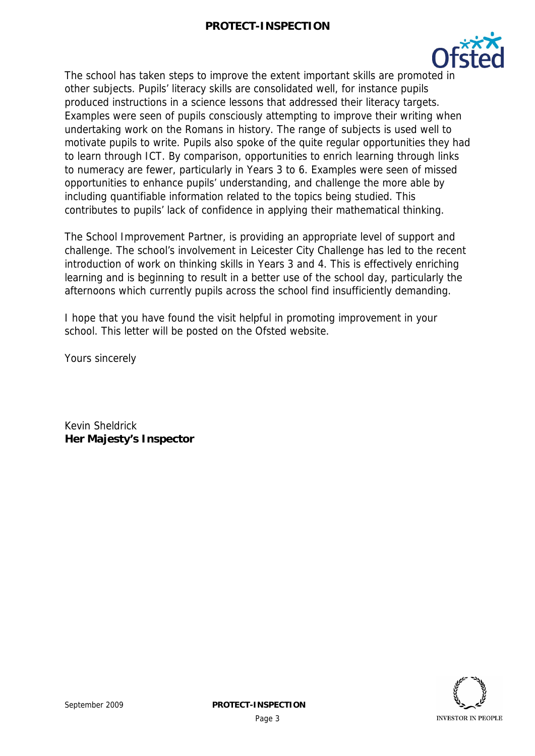The school has taken steps to improve the extent important skills are promoted in other subjects. Pupils' literacy skills are consolidated well, for instance pupils produced instructions in a science lessons that addressed their literacy targets. Examples were seen of pupils consciously attempting to improve their writing when undertaking work on the Romans in history. The range of subjects is used well to motivate pupils to write. Pupils also spoke of the quite regular opportunities they had to learn through ICT. By comparison, opportunities to enrich learning through links to numeracy are fewer, particularly in Years 3 to 6. Examples were seen of missed opportunities to enhance pupils' understanding, and challenge the more able by including quantifiable information related to the topics being studied. This contributes to pupils' lack of confidence in applying their mathematical thinking.

The School Improvement Partner, is providing an appropriate level of support and challenge. The school's involvement in Leicester City Challenge has led to the recent introduction of work on thinking skills in Years 3 and 4. This is effectively enriching learning and is beginning to result in a better use of the school day, particularly the afternoons which currently pupils across the school find insufficiently demanding.

I hope that you have found the visit helpful in promoting improvement in your school. This letter will be posted on the Ofsted website.

Yours sincerely

Kevin Sheldrick
**Her Majesty's Inspector**